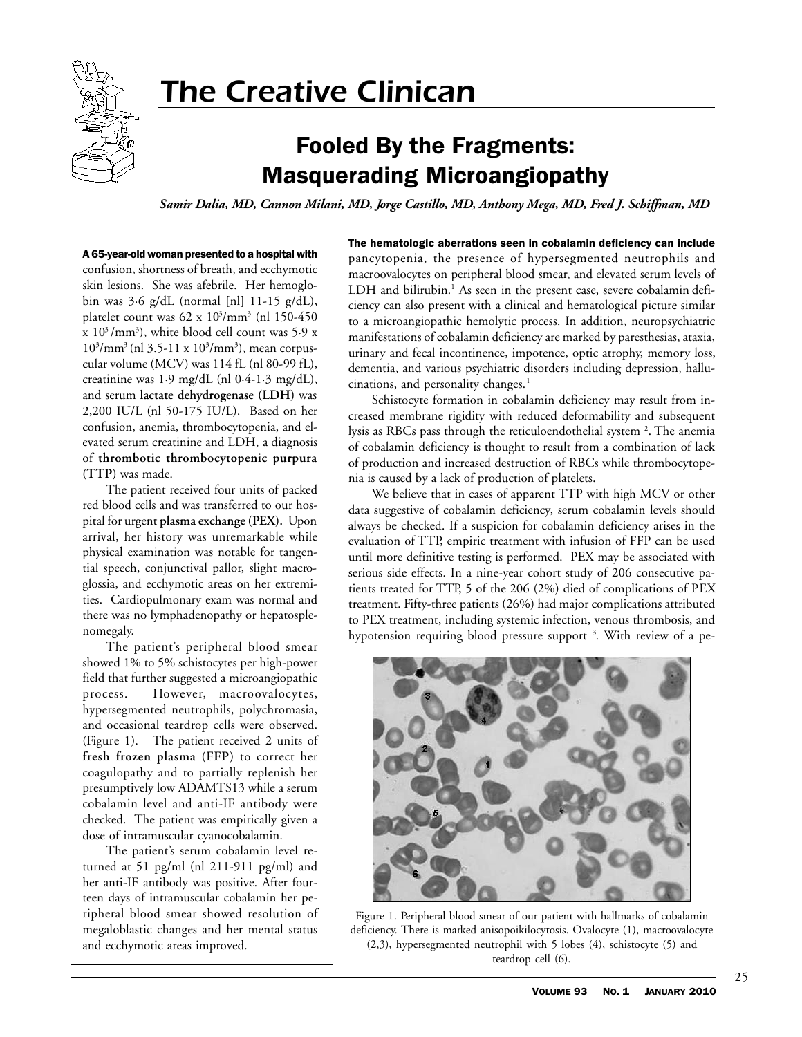# The Creative Clinican

## Fooled By the Fragments: Masquerading Microangiopathy

*Samir Dalia, MD, Cannon Milani, MD, Jorge Castillo, MD, Anthony Mega, MD, Fred J. Schiffman, MD*

**A 65-year-old woman presented to a hospital with** confusion, shortness of breath, and ecchymotic skin lesions. She was afebrile. Her hemoglobin was 3·6 g/dL (normal [nl] 11-15 g/dL), platelet count was 62 x $10^3$/mm$^3$ (nl 150-450 x $10^3$/mm$^3$), white blood cell count was 5·9 x $10^3$/mm$^3$ (nl 3.5-11 x $10^3$/mm$^3$), mean corpuscular volume (MCV) was 114 fL (nl 80-99 fL), creatinine was 1·9 mg/dL (nl 0·4-1·3 mg/dL), and serum **lactate dehydrogenase (LDH)** was 2,200 IU/L (nl 50-175 IU/L). Based on her confusion, anemia, thrombocytopenia, and elevated serum creatinine and LDH, a diagnosis of **thrombotic thrombocytopenic purpura (TTP)** was made.

The patient received four units of packed red blood cells and was transferred to our hospital for urgent **plasma exchange (PEX).** Upon arrival, her history was unremarkable while physical examination was notable for tangential speech, conjunctival pallor, slight macroglossia, and ecchymotic areas on her extremities. Cardiopulmonary exam was normal and there was no lymphadenopathy or hepatosplenomegaly.

The patient's peripheral blood smear showed 1% to 5% schistocytes per high-power field that further suggested a microangiopathic process. However, macroovalocytes, hypersegmented neutrophils, polychromasia, and occasional teardrop cells were observed. (Figure 1). The patient received 2 units of **fresh frozen plasma (FFP)** to correct her coagulopathy and to partially replenish her presumptively low ADAMTS13 while a serum cobalamin level and anti-IF antibody were checked. The patient was empirically given a dose of intramuscular cyanocobalamin.

The patient's serum cobalamin level returned at 51 pg/ml (nl 211-911 pg/ml) and her anti-IF antibody was positive. After fourteen days of intramuscular cobalamin her peripheral blood smear showed resolution of megaloblastic changes and her mental status and ecchymotic areas improved.

**The hematologic aberrations seen in cobalamin deficiency can include** pancytopenia, the presence of hypersegmented neutrophils and macroovalocytes on peripheral blood smear, and elevated serum levels of LDH and bilirubin.[1] As seen in the present case, severe cobalamin deficiency can also present with a clinical and hematological picture similar to a microangiopathic hemolytic process. In addition, neuropsychiatric manifestations of cobalamin deficiency are marked by paresthesias, ataxia, urinary and fecal incontinence, impotence, optic atrophy, memory loss, dementia, and various psychiatric disorders including depression, hallucinations, and personality changes.[1]

Schistocyte formation in cobalamin deficiency may result from increased membrane rigidity with reduced deformability and subsequent lysis as RBCs pass through the reticuloendothelial system [2]. The anemia of cobalamin deficiency is thought to result from a combination of lack of production and increased destruction of RBCs while thrombocytopenia is caused by a lack of production of platelets.

We believe that in cases of apparent TTP with high MCV or other data suggestive of cobalamin deficiency, serum cobalamin levels should always be checked. If a suspicion for cobalamin deficiency arises in the evaluation of TTP, empiric treatment with infusion of FFP can be used until more definitive testing is performed. PEX may be associated with serious side effects. In a nine-year cohort study of 206 consecutive patients treated for TTP, 5 of the 206 (2%) died of complications of PEX treatment. Fifty-three patients (26%) had major complications attributed to PEX treatment, including systemic infection, venous thrombosis, and hypotension requiring blood pressure support [3]. With review of a pe-

Figure 1. Peripheral blood smear of our patient with hallmarks of cobalamin deficiency. There is marked anisopoikilocytosis. Ovalocyte (1), macroovalocyte (2,3), hypersegmented neutrophil with 5 lobes (4), schistocyte (5) and teardrop cell (6).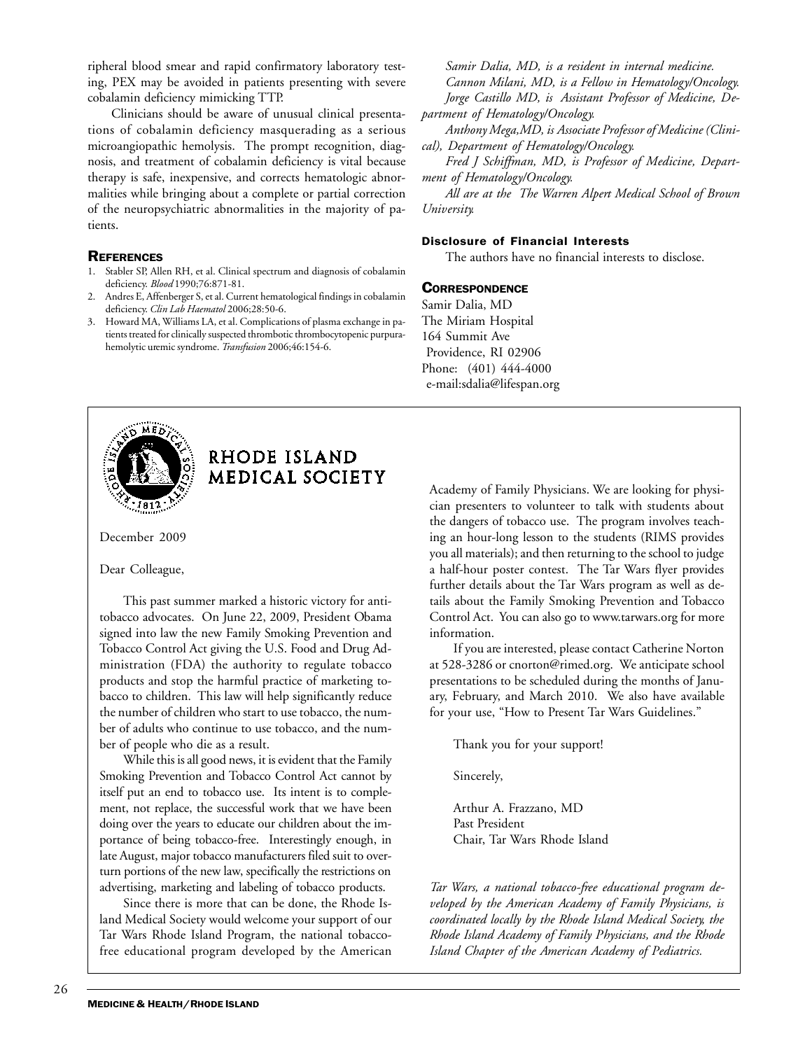ripheral blood smear and rapid confirmatory laboratory testing, PEX may be avoided in patients presenting with severe cobalamin deficiency mimicking TTP.

Clinicians should be aware of unusual clinical presentations of cobalamin deficiency masquerading as a serious microangiopathic hemolysis. The prompt recognition, diagnosis, and treatment of cobalamin deficiency is vital because therapy is safe, inexpensive, and corrects hematologic abnormalities while bringing about a complete or partial correction of the neuropsychiatric abnormalities in the majority of patients.

## References

1. Stabler SP, Allen RH, et al. Clinical spectrum and diagnosis of cobalamin deficiency. *Blood* 1990;76:871-81.
2. Andres E, Affenberger S, et al. Current hematological findings in cobalamin deficiency. *Clin Lab Haematol* 2006;28:50-6.
3. Howard MA, Williams LA, et al. Complications of plasma exchange in patients treated for clinically suspected thrombotic thrombocytopenic purpura-hemolytic uremic syndrome. *Transfusion* 2006;46:154-6.

*Samir Dalia, MD, is a resident in internal medicine.*

*Cannon Milani, MD, is a Fellow in Hematology/Oncology.*

*Jorge Castillo MD, is Assistant Professor of Medicine, Department of Hematology/Oncology.*

*Anthony Mega,MD, is Associate Professor of Medicine (Clinical), Department of Hematology/Oncology.*

*Fred J Schiffman, MD, is Professor of Medicine, Department of Hematology/Oncology.*

*All are at the The Warren Alpert Medical School of Brown University.*

### Disclosure of Financial Interests

The authors have no financial interests to disclose.

## Correspondence

Samir Dalia, MD
The Miriam Hospital
164 Summit Ave
Providence, RI 02906
Phone: (401) 444-4000
e-mail:sdalia@lifespan.org

---

# RHODE ISLAND MEDICAL SOCIETY

December 2009

Dear Colleague,

This past summer marked a historic victory for anti-tobacco advocates. On June 22, 2009, President Obama signed into law the new Family Smoking Prevention and Tobacco Control Act giving the U.S. Food and Drug Administration (FDA) the authority to regulate tobacco products and stop the harmful practice of marketing tobacco to children. This law will help significantly reduce the number of children who start to use tobacco, the number of adults who continue to use tobacco, and the number of people who die as a result.

While this is all good news, it is evident that the Family Smoking Prevention and Tobacco Control Act cannot by itself put an end to tobacco use. Its intent is to complement, not replace, the successful work that we have been doing over the years to educate our children about the importance of being tobacco-free. Interestingly enough, in late August, major tobacco manufacturers filed suit to overturn portions of the new law, specifically the restrictions on advertising, marketing and labeling of tobacco products.

Since there is more that can be done, the Rhode Island Medical Society would welcome your support of our Tar Wars Rhode Island Program, the national tobacco-free educational program developed by the American Academy of Family Physicians. We are looking for physician presenters to volunteer to talk with students about the dangers of tobacco use. The program involves teaching an hour-long lesson to the students (RIMS provides you all materials); and then returning to the school to judge a half-hour poster contest. The Tar Wars flyer provides further details about the Tar Wars program as well as details about the Family Smoking Prevention and Tobacco Control Act. You can also go to www.tarwars.org for more information.

If you are interested, please contact Catherine Norton at 528-3286 or cnorton@rimed.org. We anticipate school presentations to be scheduled during the months of January, February, and March 2010. We also have available for your use, "How to Present Tar Wars Guidelines."

Thank you for your support!

Sincerely,

Arthur A. Frazzano, MD
Past President
Chair, Tar Wars Rhode Island

*Tar Wars, a national tobacco-free educational program developed by the American Academy of Family Physicians, is coordinated locally by the Rhode Island Medical Society, the Rhode Island Academy of Family Physicians, and the Rhode Island Chapter of the American Academy of Pediatrics.*